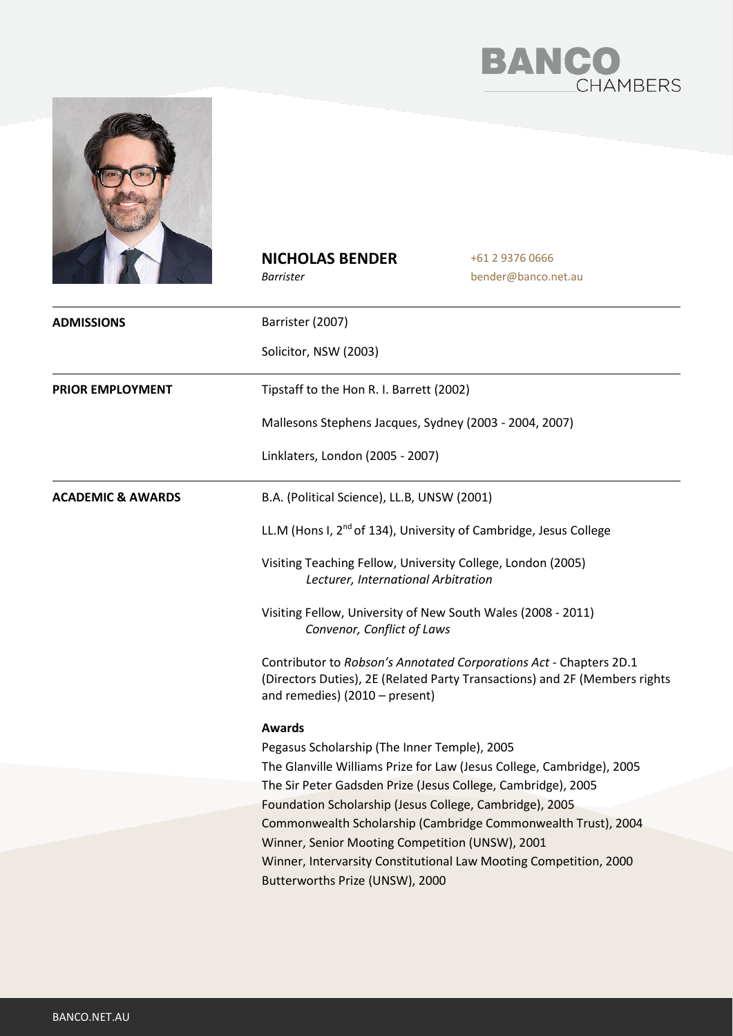BANCO CHAMBERS

# NICHOLAS BENDER

*Barrister*

+61 2 9376 0666
bender@banco.net.au

---

**ADMISSIONS**

Barrister (2007)

Solicitor, NSW (2003)

---

**PRIOR EMPLOYMENT**

Tipstaff to the Hon R. I. Barrett (2002)

Mallesons Stephens Jacques, Sydney (2003 - 2004, 2007)

Linklaters, London (2005 - 2007)

---

**ACADEMIC & AWARDS**

B.A. (Political Science), LL.B, UNSW (2001)

LL.M (Hons I, 2nd of 134), University of Cambridge, Jesus College

Visiting Teaching Fellow, University College, London (2005)
*Lecturer, International Arbitration*

Visiting Fellow, University of New South Wales (2008 - 2011)
*Convenor, Conflict of Laws*

Contributor to *Robson's Annotated Corporations Act* - Chapters 2D.1 (Directors Duties), 2E (Related Party Transactions) and 2F (Members rights and remedies) (2010 – present)

**Awards**

Pegasus Scholarship (The Inner Temple), 2005
The Glanville Williams Prize for Law (Jesus College, Cambridge), 2005
The Sir Peter Gadsden Prize (Jesus College, Cambridge), 2005
Foundation Scholarship (Jesus College, Cambridge), 2005
Commonwealth Scholarship (Cambridge Commonwealth Trust), 2004
Winner, Senior Mooting Competition (UNSW), 2001
Winner, Intervarsity Constitutional Law Mooting Competition, 2000
Butterworths Prize (UNSW), 2000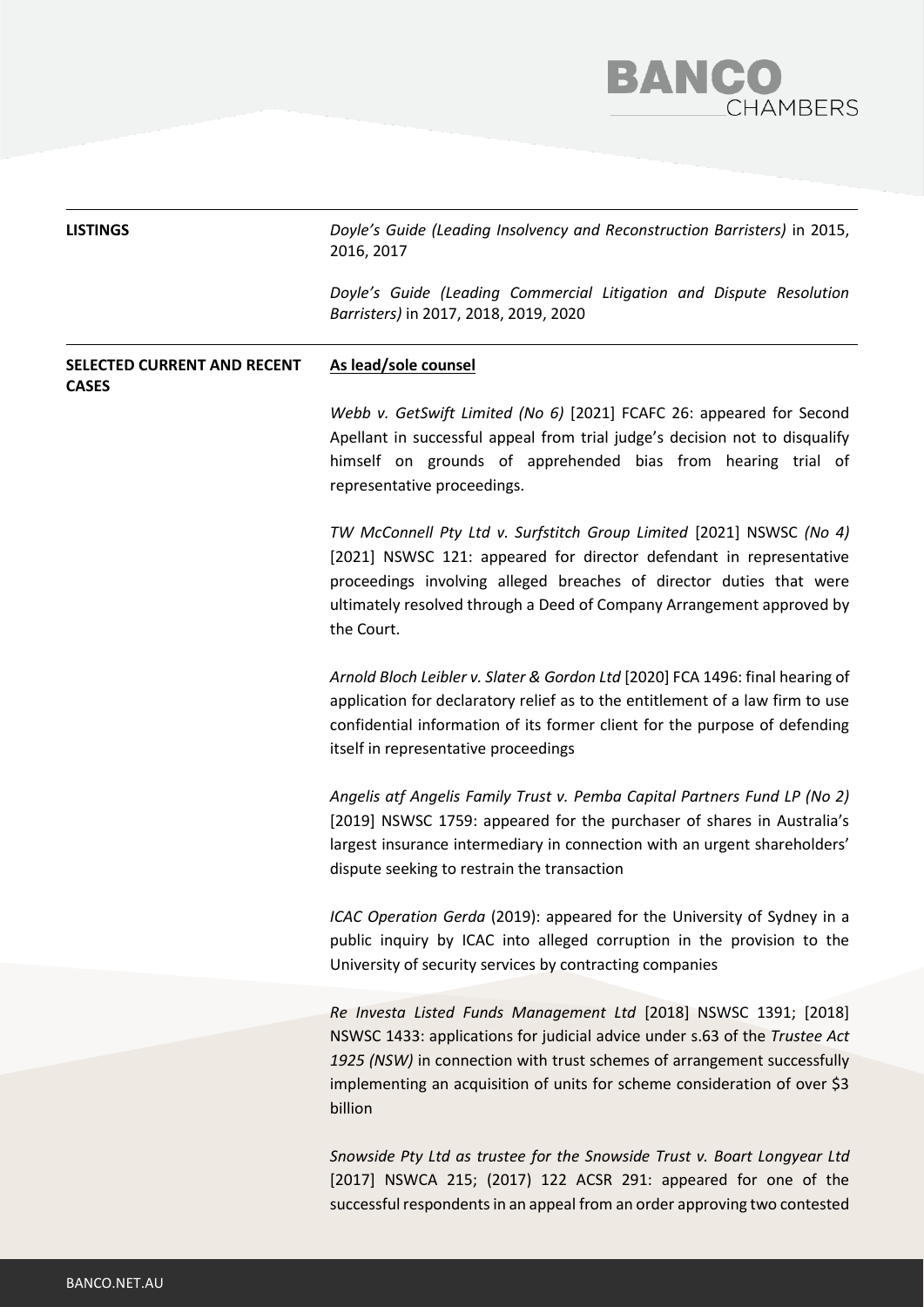**LISTINGS**

*Doyle's Guide (Leading Insolvency and Reconstruction Barristers)* in 2015, 2016, 2017

*Doyle's Guide (Leading Commercial Litigation and Dispute Resolution Barristers)* in 2017, 2018, 2019, 2020

**SELECTED CURRENT AND RECENT CASES**

**As lead/sole counsel**

*Webb v. GetSwift Limited (No 6)* [2021] FCAFC 26: appeared for Second Apellant in successful appeal from trial judge's decision not to disqualify himself on grounds of apprehended bias from hearing trial of representative proceedings.

*TW McConnell Pty Ltd v. Surfstitch Group Limited* [2021] NSWSC *(No 4)* [2021] NSWSC 121: appeared for director defendant in representative proceedings involving alleged breaches of director duties that were ultimately resolved through a Deed of Company Arrangement approved by the Court.

*Arnold Bloch Leibler v. Slater & Gordon Ltd* [2020] FCA 1496: final hearing of application for declaratory relief as to the entitlement of a law firm to use confidential information of its former client for the purpose of defending itself in representative proceedings

*Angelis atf Angelis Family Trust v. Pemba Capital Partners Fund LP (No 2)* [2019] NSWSC 1759: appeared for the purchaser of shares in Australia's largest insurance intermediary in connection with an urgent shareholders' dispute seeking to restrain the transaction

*ICAC Operation Gerda* (2019): appeared for the University of Sydney in a public inquiry by ICAC into alleged corruption in the provision to the University of security services by contracting companies

*Re Investa Listed Funds Management Ltd* [2018] NSWSC 1391; [2018] NSWSC 1433: applications for judicial advice under s.63 of the *Trustee Act 1925 (NSW)* in connection with trust schemes of arrangement successfully implementing an acquisition of units for scheme consideration of over $3 billion

*Snowside Pty Ltd as trustee for the Snowside Trust v. Boart Longyear Ltd* [2017] NSWCA 215; (2017) 122 ACSR 291: appeared for one of the successful respondents in an appeal from an order approving two contested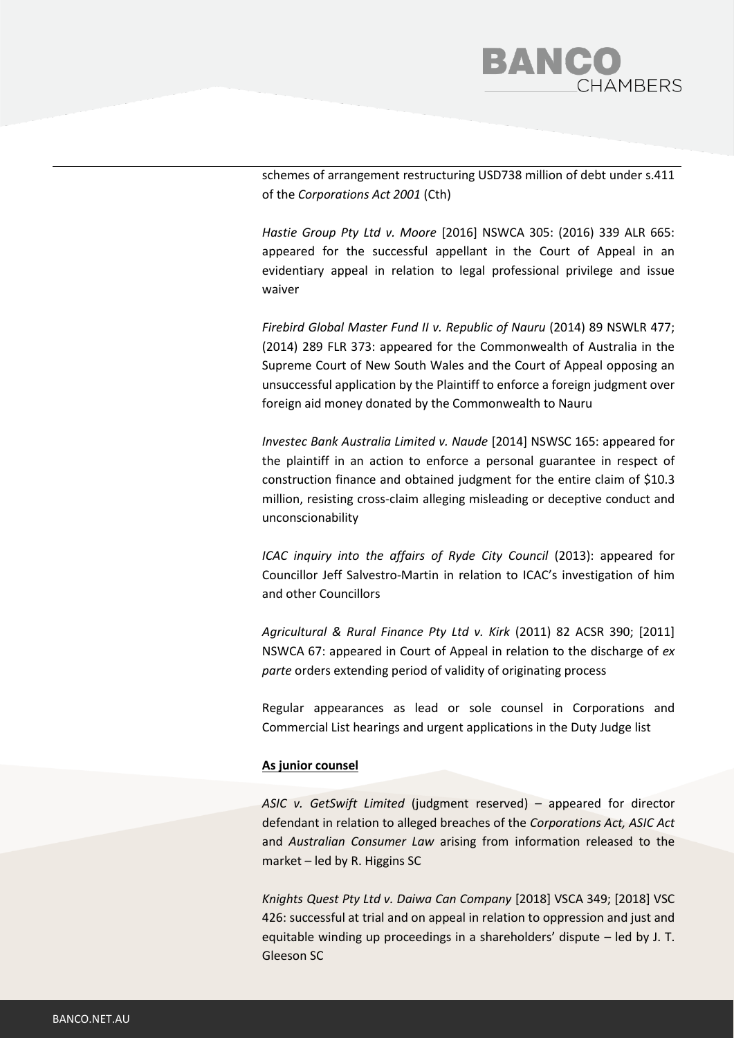schemes of arrangement restructuring USD738 million of debt under s.411 of the *Corporations Act 2001* (Cth)

*Hastie Group Pty Ltd v. Moore* [2016] NSWCA 305: (2016) 339 ALR 665: appeared for the successful appellant in the Court of Appeal in an evidentiary appeal in relation to legal professional privilege and issue waiver

*Firebird Global Master Fund II v. Republic of Nauru* (2014) 89 NSWLR 477; (2014) 289 FLR 373: appeared for the Commonwealth of Australia in the Supreme Court of New South Wales and the Court of Appeal opposing an unsuccessful application by the Plaintiff to enforce a foreign judgment over foreign aid money donated by the Commonwealth to Nauru

*Investec Bank Australia Limited v. Naude* [2014] NSWSC 165: appeared for the plaintiff in an action to enforce a personal guarantee in respect of construction finance and obtained judgment for the entire claim of $10.3 million, resisting cross-claim alleging misleading or deceptive conduct and unconscionability

*ICAC inquiry into the affairs of Ryde City Council* (2013): appeared for Councillor Jeff Salvestro-Martin in relation to ICAC's investigation of him and other Councillors

*Agricultural & Rural Finance Pty Ltd v. Kirk* (2011) 82 ACSR 390; [2011] NSWCA 67: appeared in Court of Appeal in relation to the discharge of *ex parte* orders extending period of validity of originating process

Regular appearances as lead or sole counsel in Corporations and Commercial List hearings and urgent applications in the Duty Judge list

**As junior counsel**

*ASIC v. GetSwift Limited* (judgment reserved) – appeared for director defendant in relation to alleged breaches of the *Corporations Act, ASIC Act* and *Australian Consumer Law* arising from information released to the market – led by R. Higgins SC

*Knights Quest Pty Ltd v. Daiwa Can Company* [2018] VSCA 349; [2018] VSC 426: successful at trial and on appeal in relation to oppression and just and equitable winding up proceedings in a shareholders' dispute – led by J. T. Gleeson SC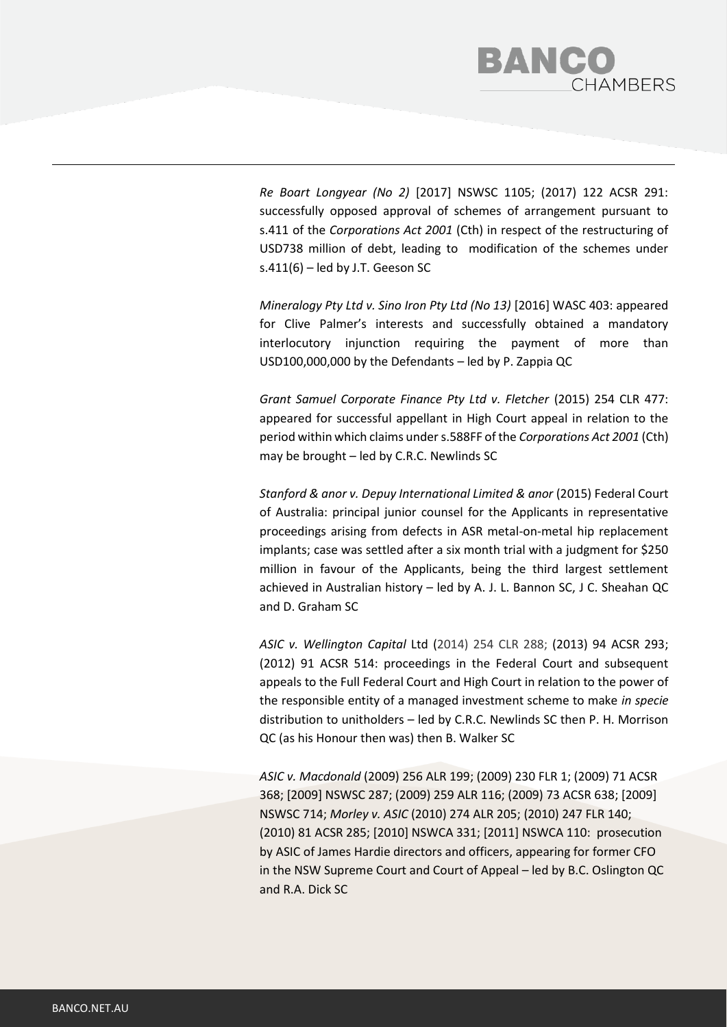*Re Boart Longyear (No 2)* [2017] NSWSC 1105; (2017) 122 ACSR 291: successfully opposed approval of schemes of arrangement pursuant to s.411 of the *Corporations Act 2001* (Cth) in respect of the restructuring of USD738 million of debt, leading to modification of the schemes under s.411(6) – led by J.T. Geeson SC

*Mineralogy Pty Ltd v. Sino Iron Pty Ltd (No 13)* [2016] WASC 403: appeared for Clive Palmer's interests and successfully obtained a mandatory interlocutory injunction requiring the payment of more than USD100,000,000 by the Defendants – led by P. Zappia QC

*Grant Samuel Corporate Finance Pty Ltd v. Fletcher* (2015) 254 CLR 477: appeared for successful appellant in High Court appeal in relation to the period within which claims under s.588FF of the *Corporations Act 2001* (Cth) may be brought – led by C.R.C. Newlinds SC

*Stanford & anor v. Depuy International Limited & anor* (2015) Federal Court of Australia: principal junior counsel for the Applicants in representative proceedings arising from defects in ASR metal-on-metal hip replacement implants; case was settled after a six month trial with a judgment for $250 million in favour of the Applicants, being the third largest settlement achieved in Australian history – led by A. J. L. Bannon SC, J C. Sheahan QC and D. Graham SC

*ASIC v. Wellington Capital* Ltd (2014) 254 CLR 288; (2013) 94 ACSR 293; (2012) 91 ACSR 514: proceedings in the Federal Court and subsequent appeals to the Full Federal Court and High Court in relation to the power of the responsible entity of a managed investment scheme to make *in specie* distribution to unitholders – led by C.R.C. Newlinds SC then P. H. Morrison QC (as his Honour then was) then B. Walker SC

*ASIC v. Macdonald* (2009) 256 ALR 199; (2009) 230 FLR 1; (2009) 71 ACSR 368; [2009] NSWSC 287; (2009) 259 ALR 116; (2009) 73 ACSR 638; [2009] NSWSC 714; *Morley v. ASIC* (2010) 274 ALR 205; (2010) 247 FLR 140; (2010) 81 ACSR 285; [2010] NSWCA 331; [2011] NSWCA 110: prosecution by ASIC of James Hardie directors and officers, appearing for former CFO in the NSW Supreme Court and Court of Appeal – led by B.C. Oslington QC and R.A. Dick SC